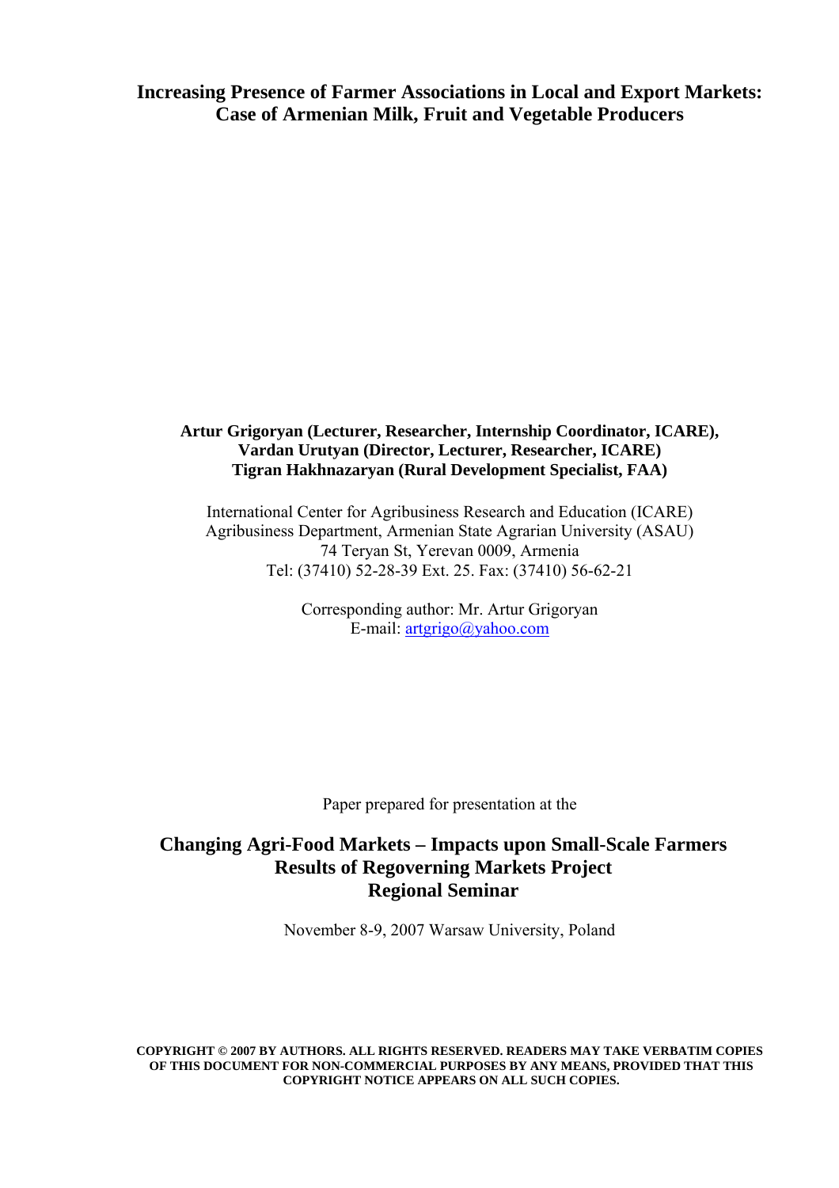# Increasing Presence of Farmer Associations in Local and Export Markets: Case of Armenian Milk, Fruit and Vegetable Producers

**Artur Grigoryan (Lecturer, Researcher, Internship Coordinator, ICARE),**
**Vardan Urutyan (Director, Lecturer, Researcher, ICARE)**
**Tigran Hakhnazaryan (Rural Development Specialist, FAA)**

International Center for Agribusiness Research and Education (ICARE)
Agribusiness Department, Armenian State Agrarian University (ASAU)
74 Teryan St, Yerevan 0009, Armenia
Tel: (37410) 52-28-39 Ext. 25. Fax: (37410) 56-62-21

Corresponding author: Mr. Artur Grigoryan
E-mail: artgrigo@yahoo.com

Paper prepared for presentation at the

## Changing Agri-Food Markets – Impacts upon Small-Scale Farmers Results of Regoverning Markets Project Regional Seminar

November 8-9, 2007 Warsaw University, Poland

**COPYRIGHT © 2007 BY AUTHORS. ALL RIGHTS RESERVED. READERS MAY TAKE VERBATIM COPIES OF THIS DOCUMENT FOR NON-COMMERCIAL PURPOSES BY ANY MEANS, PROVIDED THAT THIS COPYRIGHT NOTICE APPEARS ON ALL SUCH COPIES.**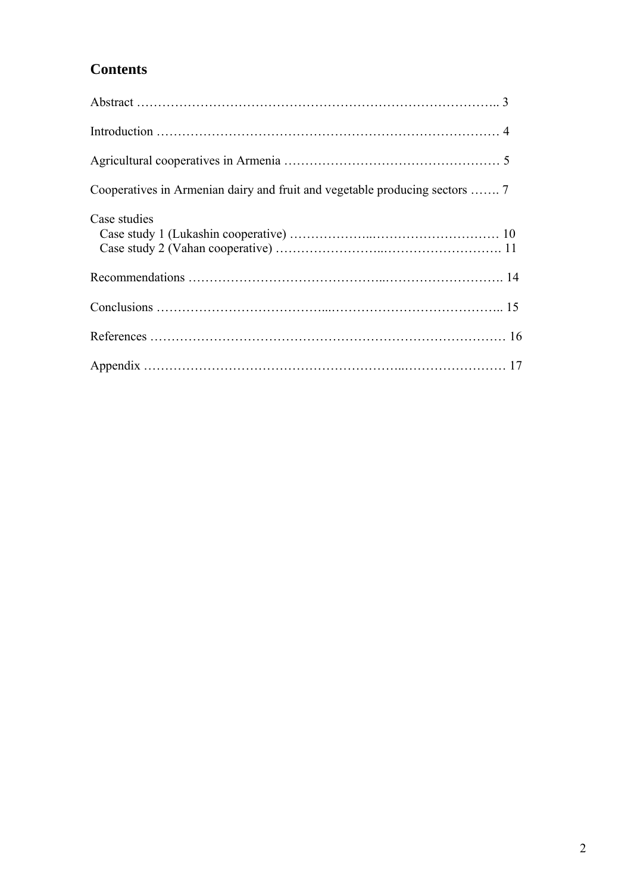## Contents

Abstract …………………………………………………………………………….. 3

Introduction ……………………………………………………………………… 4

Agricultural cooperatives in Armenia …………………………………………… 5

Cooperatives in Armenian dairy and fruit and vegetable producing sectors ……. 7

Case studies
  Case study 1 (Lukashin cooperative) ………………...………………………… 10
  Case study 2 (Vahan cooperative) ……………………..………………………. 11

Recommendations ……………………………………...………………………. 14

Conclusions ………………………………...………………………………….. 15

References ………………………………………………………………………. 16

Appendix …………………………………………………...…………………… 17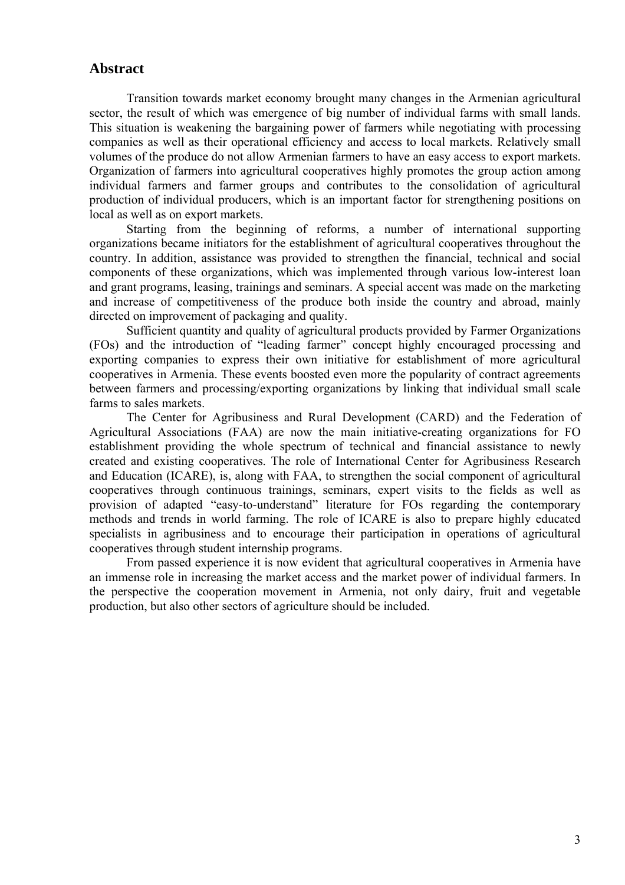## Abstract

Transition towards market economy brought many changes in the Armenian agricultural sector, the result of which was emergence of big number of individual farms with small lands. This situation is weakening the bargaining power of farmers while negotiating with processing companies as well as their operational efficiency and access to local markets. Relatively small volumes of the produce do not allow Armenian farmers to have an easy access to export markets. Organization of farmers into agricultural cooperatives highly promotes the group action among individual farmers and farmer groups and contributes to the consolidation of agricultural production of individual producers, which is an important factor for strengthening positions on local as well as on export markets.

Starting from the beginning of reforms, a number of international supporting organizations became initiators for the establishment of agricultural cooperatives throughout the country. In addition, assistance was provided to strengthen the financial, technical and social components of these organizations, which was implemented through various low-interest loan and grant programs, leasing, trainings and seminars. A special accent was made on the marketing and increase of competitiveness of the produce both inside the country and abroad, mainly directed on improvement of packaging and quality.

Sufficient quantity and quality of agricultural products provided by Farmer Organizations (FOs) and the introduction of "leading farmer" concept highly encouraged processing and exporting companies to express their own initiative for establishment of more agricultural cooperatives in Armenia. These events boosted even more the popularity of contract agreements between farmers and processing/exporting organizations by linking that individual small scale farms to sales markets.

The Center for Agribusiness and Rural Development (CARD) and the Federation of Agricultural Associations (FAA) are now the main initiative-creating organizations for FO establishment providing the whole spectrum of technical and financial assistance to newly created and existing cooperatives. The role of International Center for Agribusiness Research and Education (ICARE), is, along with FAA, to strengthen the social component of agricultural cooperatives through continuous trainings, seminars, expert visits to the fields as well as provision of adapted "easy-to-understand" literature for FOs regarding the contemporary methods and trends in world farming. The role of ICARE is also to prepare highly educated specialists in agribusiness and to encourage their participation in operations of agricultural cooperatives through student internship programs.

From passed experience it is now evident that agricultural cooperatives in Armenia have an immense role in increasing the market access and the market power of individual farmers. In the perspective the cooperation movement in Armenia, not only dairy, fruit and vegetable production, but also other sectors of agriculture should be included.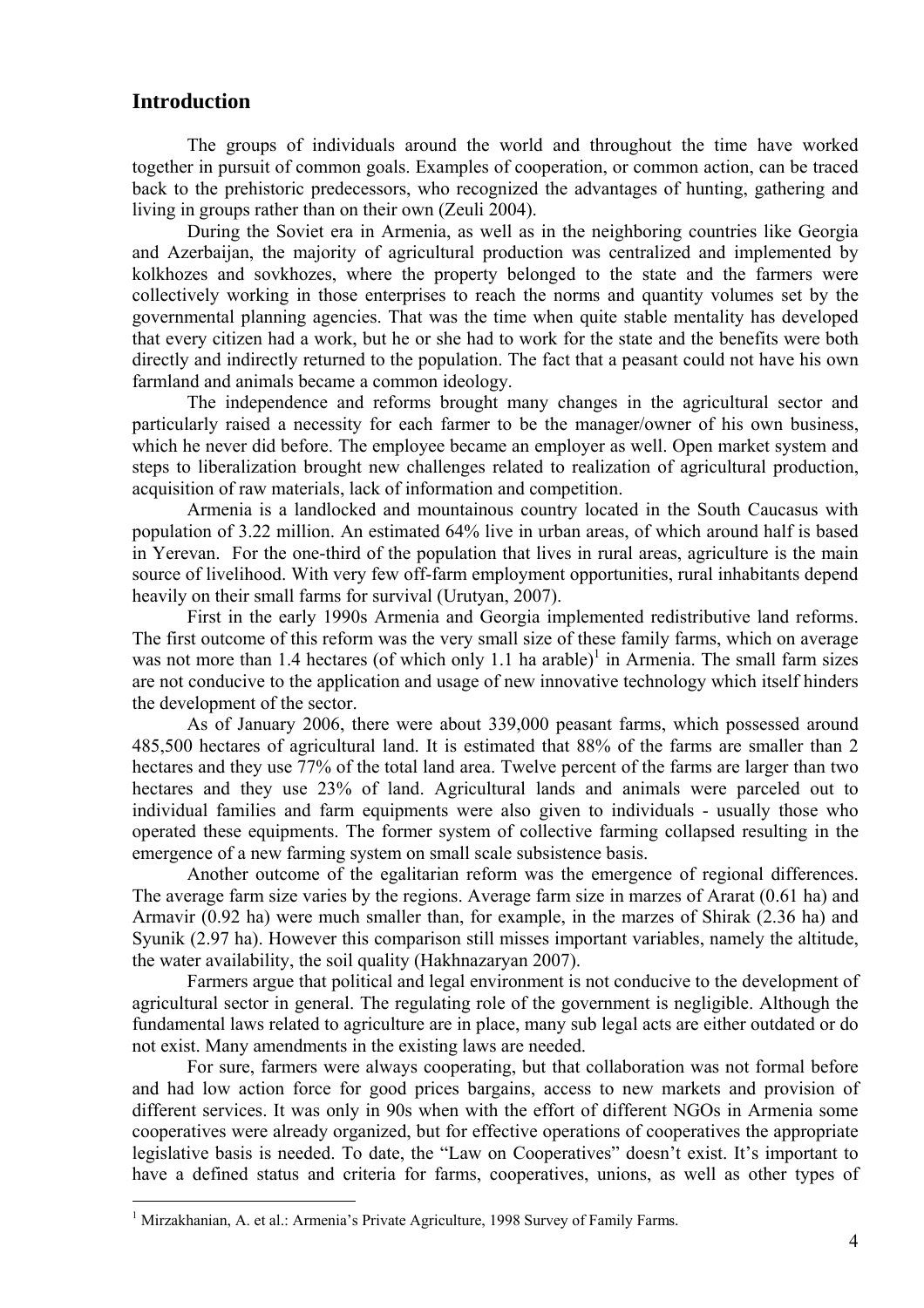## Introduction

The groups of individuals around the world and throughout the time have worked together in pursuit of common goals. Examples of cooperation, or common action, can be traced back to the prehistoric predecessors, who recognized the advantages of hunting, gathering and living in groups rather than on their own (Zeuli 2004).

During the Soviet era in Armenia, as well as in the neighboring countries like Georgia and Azerbaijan, the majority of agricultural production was centralized and implemented by kolkhozes and sovkhozes, where the property belonged to the state and the farmers were collectively working in those enterprises to reach the norms and quantity volumes set by the governmental planning agencies. That was the time when quite stable mentality has developed that every citizen had a work, but he or she had to work for the state and the benefits were both directly and indirectly returned to the population. The fact that a peasant could not have his own farmland and animals became a common ideology.

The independence and reforms brought many changes in the agricultural sector and particularly raised a necessity for each farmer to be the manager/owner of his own business, which he never did before. The employee became an employer as well. Open market system and steps to liberalization brought new challenges related to realization of agricultural production, acquisition of raw materials, lack of information and competition.

Armenia is a landlocked and mountainous country located in the South Caucasus with population of 3.22 million. An estimated 64% live in urban areas, of which around half is based in Yerevan. For the one-third of the population that lives in rural areas, agriculture is the main source of livelihood. With very few off-farm employment opportunities, rural inhabitants depend heavily on their small farms for survival (Urutyan, 2007).

First in the early 1990s Armenia and Georgia implemented redistributive land reforms. The first outcome of this reform was the very small size of these family farms, which on average was not more than 1.4 hectares (of which only 1.1 ha arable)[1] in Armenia. The small farm sizes are not conducive to the application and usage of new innovative technology which itself hinders the development of the sector.

As of January 2006, there were about 339,000 peasant farms, which possessed around 485,500 hectares of agricultural land. It is estimated that 88% of the farms are smaller than 2 hectares and they use 77% of the total land area. Twelve percent of the farms are larger than two hectares and they use 23% of land. Agricultural lands and animals were parceled out to individual families and farm equipments were also given to individuals - usually those who operated these equipments. The former system of collective farming collapsed resulting in the emergence of a new farming system on small scale subsistence basis.

Another outcome of the egalitarian reform was the emergence of regional differences. The average farm size varies by the regions. Average farm size in marzes of Ararat (0.61 ha) and Armavir (0.92 ha) were much smaller than, for example, in the marzes of Shirak (2.36 ha) and Syunik (2.97 ha). However this comparison still misses important variables, namely the altitude, the water availability, the soil quality (Hakhnazaryan 2007).

Farmers argue that political and legal environment is not conducive to the development of agricultural sector in general. The regulating role of the government is negligible. Although the fundamental laws related to agriculture are in place, many sub legal acts are either outdated or do not exist. Many amendments in the existing laws are needed.

For sure, farmers were always cooperating, but that collaboration was not formal before and had low action force for good prices bargains, access to new markets and provision of different services. It was only in 90s when with the effort of different NGOs in Armenia some cooperatives were already organized, but for effective operations of cooperatives the appropriate legislative basis is needed. To date, the "Law on Cooperatives" doesn't exist. It's important to have a defined status and criteria for farms, cooperatives, unions, as well as other types of

[1] Mirzakhanian, A. et al.: Armenia's Private Agriculture, 1998 Survey of Family Farms.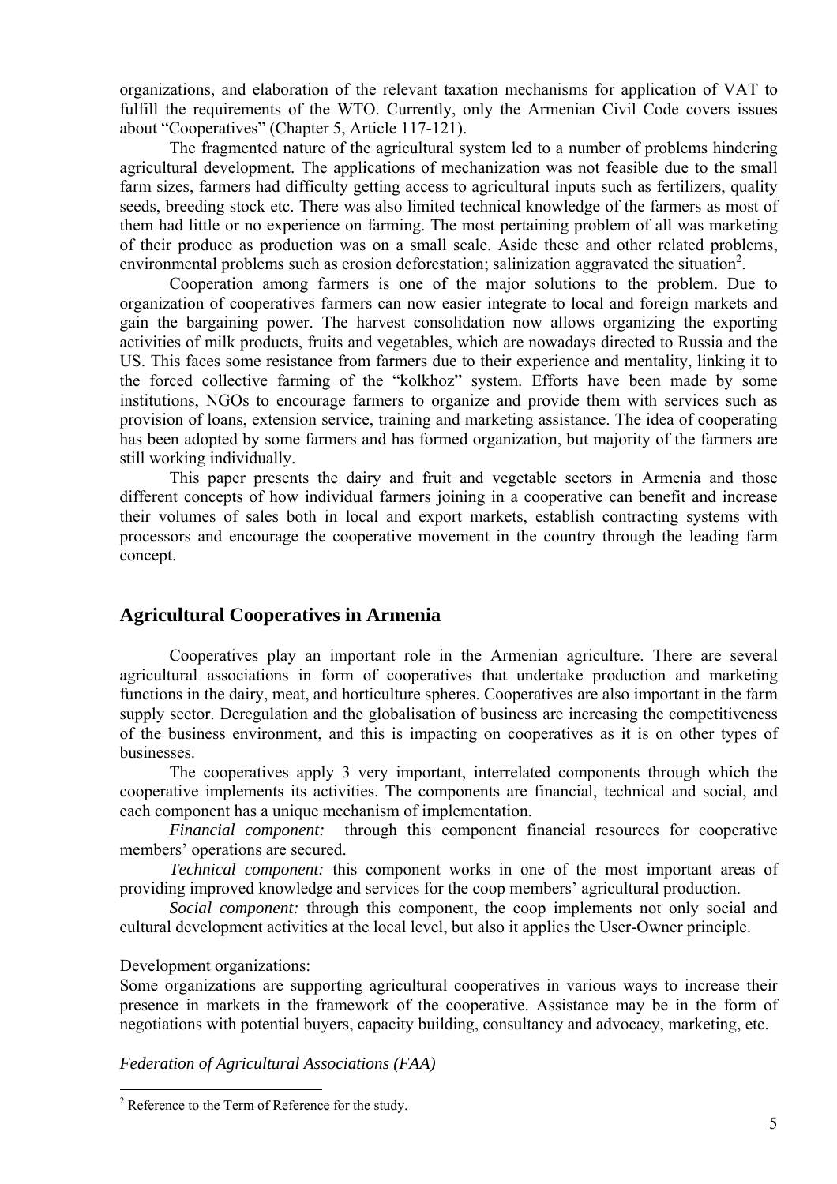organizations, and elaboration of the relevant taxation mechanisms for application of VAT to fulfill the requirements of the WTO. Currently, only the Armenian Civil Code covers issues about "Cooperatives" (Chapter 5, Article 117-121).

The fragmented nature of the agricultural system led to a number of problems hindering agricultural development. The applications of mechanization was not feasible due to the small farm sizes, farmers had difficulty getting access to agricultural inputs such as fertilizers, quality seeds, breeding stock etc. There was also limited technical knowledge of the farmers as most of them had little or no experience on farming. The most pertaining problem of all was marketing of their produce as production was on a small scale. Aside these and other related problems, environmental problems such as erosion deforestation; salinization aggravated the situation[2].

Cooperation among farmers is one of the major solutions to the problem. Due to organization of cooperatives farmers can now easier integrate to local and foreign markets and gain the bargaining power. The harvest consolidation now allows organizing the exporting activities of milk products, fruits and vegetables, which are nowadays directed to Russia and the US. This faces some resistance from farmers due to their experience and mentality, linking it to the forced collective farming of the "kolkhoz" system. Efforts have been made by some institutions, NGOs to encourage farmers to organize and provide them with services such as provision of loans, extension service, training and marketing assistance. The idea of cooperating has been adopted by some farmers and has formed organization, but majority of the farmers are still working individually.

This paper presents the dairy and fruit and vegetable sectors in Armenia and those different concepts of how individual farmers joining in a cooperative can benefit and increase their volumes of sales both in local and export markets, establish contracting systems with processors and encourage the cooperative movement in the country through the leading farm concept.

## Agricultural Cooperatives in Armenia

Cooperatives play an important role in the Armenian agriculture. There are several agricultural associations in form of cooperatives that undertake production and marketing functions in the dairy, meat, and horticulture spheres. Cooperatives are also important in the farm supply sector. Deregulation and the globalisation of business are increasing the competitiveness of the business environment, and this is impacting on cooperatives as it is on other types of businesses.

The cooperatives apply 3 very important, interrelated components through which the cooperative implements its activities. The components are financial, technical and social, and each component has a unique mechanism of implementation.

*Financial component:* through this component financial resources for cooperative members' operations are secured.

*Technical component:* this component works in one of the most important areas of providing improved knowledge and services for the coop members' agricultural production.

*Social component:* through this component, the coop implements not only social and cultural development activities at the local level, but also it applies the User-Owner principle.

Development organizations:

Some organizations are supporting agricultural cooperatives in various ways to increase their presence in markets in the framework of the cooperative. Assistance may be in the form of negotiations with potential buyers, capacity building, consultancy and advocacy, marketing, etc.

*Federation of Agricultural Associations (FAA)*

[2] Reference to the Term of Reference for the study.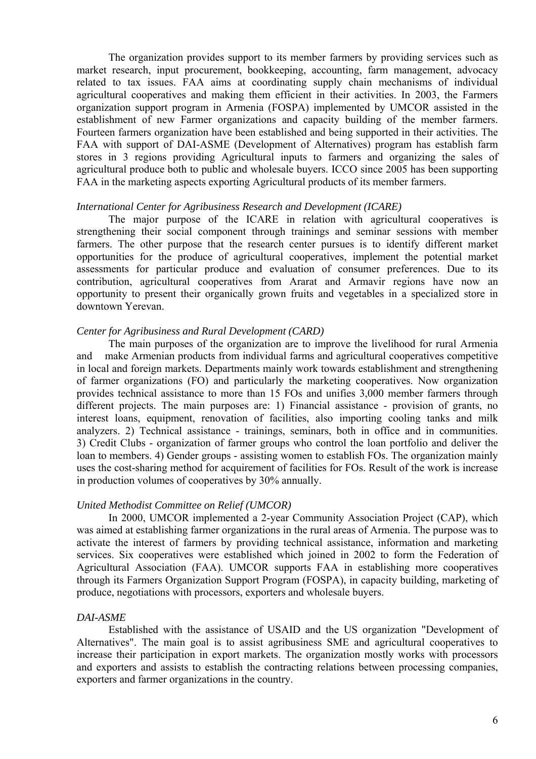The organization provides support to its member farmers by providing services such as market research, input procurement, bookkeeping, accounting, farm management, advocacy related to tax issues. FAA aims at coordinating supply chain mechanisms of individual agricultural cooperatives and making them efficient in their activities. In 2003, the Farmers organization support program in Armenia (FOSPA) implemented by UMCOR assisted in the establishment of new Farmer organizations and capacity building of the member farmers. Fourteen farmers organization have been established and being supported in their activities. The FAA with support of DAI-ASME (Development of Alternatives) program has establish farm stores in 3 regions providing Agricultural inputs to farmers and organizing the sales of agricultural produce both to public and wholesale buyers. ICCO since 2005 has been supporting FAA in the marketing aspects exporting Agricultural products of its member farmers.

*International Center for Agribusiness Research and Development (ICARE)*

The major purpose of the ICARE in relation with agricultural cooperatives is strengthening their social component through trainings and seminar sessions with member farmers. The other purpose that the research center pursues is to identify different market opportunities for the produce of agricultural cooperatives, implement the potential market assessments for particular produce and evaluation of consumer preferences. Due to its contribution, agricultural cooperatives from Ararat and Armavir regions have now an opportunity to present their organically grown fruits and vegetables in a specialized store in downtown Yerevan.

*Center for Agribusiness and Rural Development (CARD)*

The main purposes of the organization are to improve the livelihood for rural Armenia and make Armenian products from individual farms and agricultural cooperatives competitive in local and foreign markets. Departments mainly work towards establishment and strengthening of farmer organizations (FO) and particularly the marketing cooperatives. Now organization provides technical assistance to more than 15 FOs and unifies 3,000 member farmers through different projects. The main purposes are: 1) Financial assistance - provision of grants, no interest loans, equipment, renovation of facilities, also importing cooling tanks and milk analyzers. 2) Technical assistance - trainings, seminars, both in office and in communities. 3) Credit Clubs - organization of farmer groups who control the loan portfolio and deliver the loan to members. 4) Gender groups - assisting women to establish FOs. The organization mainly uses the cost-sharing method for acquirement of facilities for FOs. Result of the work is increase in production volumes of cooperatives by 30% annually.

*United Methodist Committee on Relief (UMCOR)*

In 2000, UMCOR implemented a 2-year Community Association Project (CAP), which was aimed at establishing farmer organizations in the rural areas of Armenia. The purpose was to activate the interest of farmers by providing technical assistance, information and marketing services. Six cooperatives were established which joined in 2002 to form the Federation of Agricultural Association (FAA). UMCOR supports FAA in establishing more cooperatives through its Farmers Organization Support Program (FOSPA), in capacity building, marketing of produce, negotiations with processors, exporters and wholesale buyers.

*DAI-ASME*

Established with the assistance of USAID and the US organization "Development of Alternatives". The main goal is to assist agribusiness SME and agricultural cooperatives to increase their participation in export markets. The organization mostly works with processors and exporters and assists to establish the contracting relations between processing companies, exporters and farmer organizations in the country.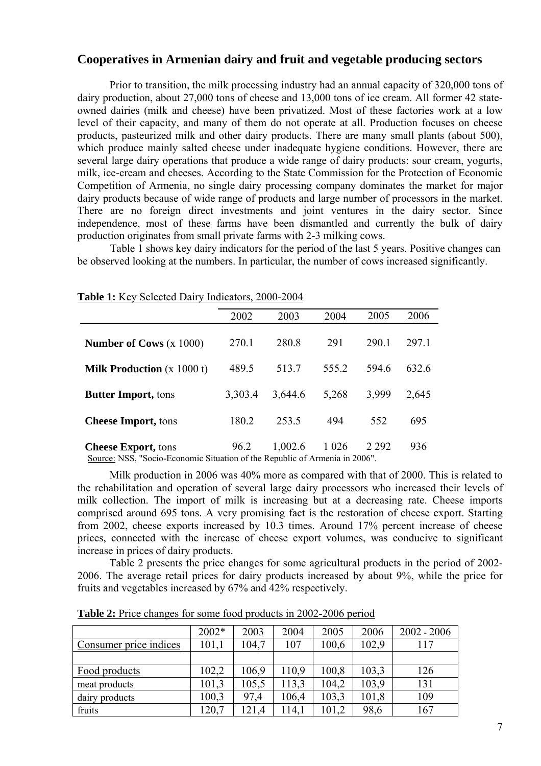## Cooperatives in Armenian dairy and fruit and vegetable producing sectors

Prior to transition, the milk processing industry had an annual capacity of 320,000 tons of dairy production, about 27,000 tons of cheese and 13,000 tons of ice cream. All former 42 state-owned dairies (milk and cheese) have been privatized. Most of these factories work at a low level of their capacity, and many of them do not operate at all. Production focuses on cheese products, pasteurized milk and other dairy products. There are many small plants (about 500), which produce mainly salted cheese under inadequate hygiene conditions. However, there are several large dairy operations that produce a wide range of dairy products: sour cream, yogurts, milk, ice-cream and cheeses. According to the State Commission for the Protection of Economic Competition of Armenia, no single dairy processing company dominates the market for major dairy products because of wide range of products and large number of processors in the market. There are no foreign direct investments and joint ventures in the dairy sector. Since independence, most of these farms have been dismantled and currently the bulk of dairy production originates from small private farms with 2-3 milking cows.

Table 1 shows key dairy indicators for the period of the last 5 years. Positive changes can be observed looking at the numbers. In particular, the number of cows increased significantly.

**Table 1:** Key Selected Dairy Indicators, 2000-2004

| | 2002 | 2003 | 2004 | 2005 | 2006 |
|---|---|---|---|---|---|
| **Number of Cows** (x 1000) | 270.1 | 280.8 | 291 | 290.1 | 297.1 |
| **Milk Production** (x 1000 t) | 489.5 | 513.7 | 555.2 | 594.6 | 632.6 |
| **Butter Import,** tons | 3,303.4 | 3,644.6 | 5,268 | 3,999 | 2,645 |
| **Cheese Import,** tons | 180.2 | 253.5 | 494 | 552 | 695 |
| **Cheese Export,** tons | 96.2 | 1,002.6 | 1 026 | 2 292 | 936 |

Source: NSS, "Socio-Economic Situation of the Republic of Armenia in 2006".

Milk production in 2006 was 40% more as compared with that of 2000. This is related to the rehabilitation and operation of several large dairy processors who increased their levels of milk collection. The import of milk is increasing but at a decreasing rate. Cheese imports comprised around 695 tons. A very promising fact is the restoration of cheese export. Starting from 2002, cheese exports increased by 10.3 times. Around 17% percent increase of cheese prices, connected with the increase of cheese export volumes, was conducive to significant increase in prices of dairy products.

Table 2 presents the price changes for some agricultural products in the period of 2002-2006. The average retail prices for dairy products increased by about 9%, while the price for fruits and vegetables increased by 67% and 42% respectively.

**Table 2:** Price changes for some food products in 2002-2006 period

| | 2002* | 2003 | 2004 | 2005 | 2006 | 2002 - 2006 |
|---|---|---|---|---|---|---|
| Consumer price indices | 101,1 | 104,7 | 107 | 100,6 | 102,9 | 117 |
| | | | | | | |
| Food products | 102,2 | 106,9 | 110,9 | 100,8 | 103,3 | 126 |
| meat products | 101,3 | 105,5 | 113,3 | 104,2 | 103,9 | 131 |
| dairy products | 100,3 | 97,4 | 106,4 | 103,3 | 101,8 | 109 |
| fruits | 120,7 | 121,4 | 114,1 | 101,2 | 98,6 | 167 |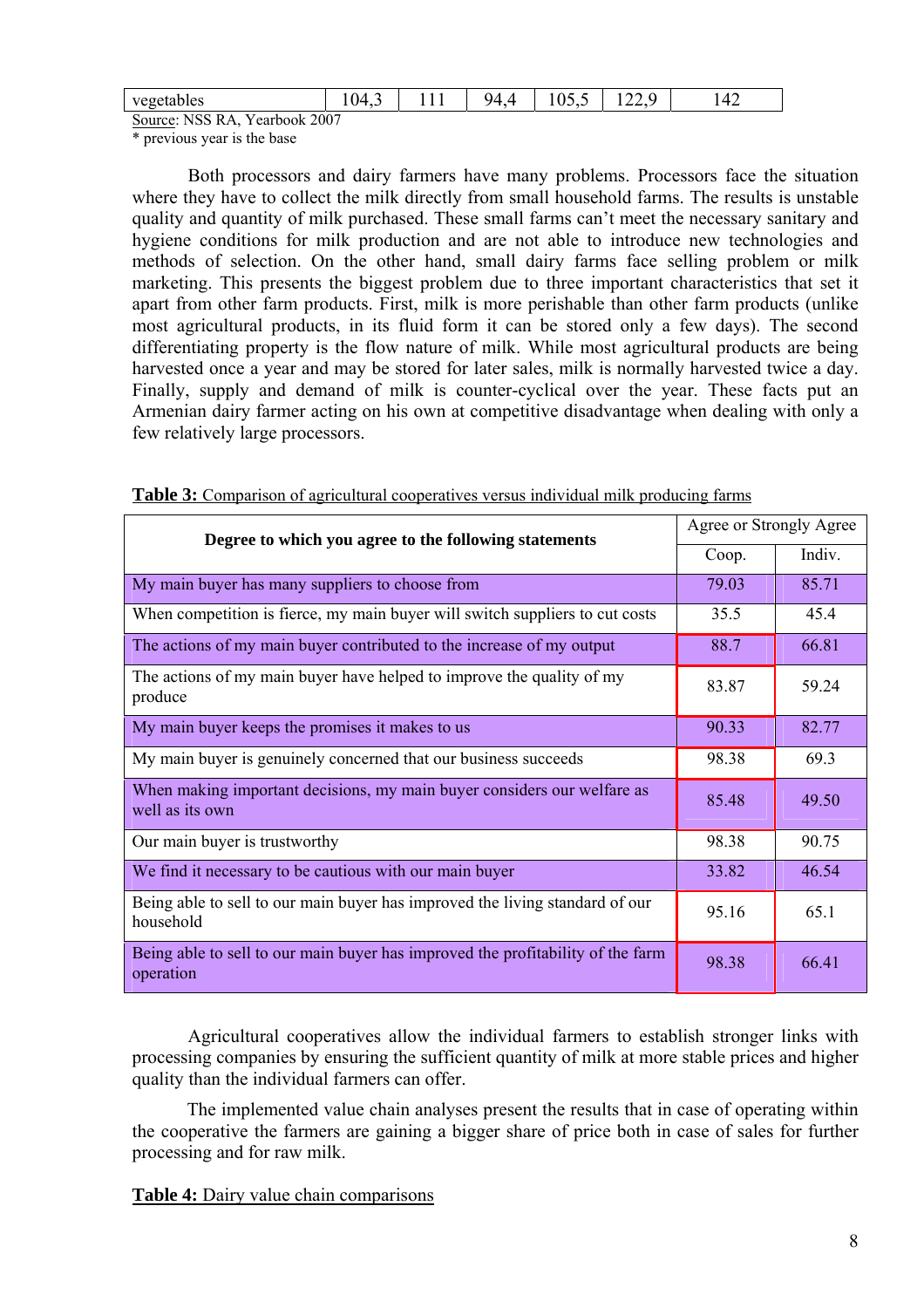| vegetables | 104,3 | 111 | 94,4 | 105,5 | 122,9 | 142 |
|---|---|---|---|---|---|---|

Source: NSS RA, Yearbook 2007
* previous year is the base

Both processors and dairy farmers have many problems. Processors face the situation where they have to collect the milk directly from small household farms. The results is unstable quality and quantity of milk purchased. These small farms can't meet the necessary sanitary and hygiene conditions for milk production and are not able to introduce new technologies and methods of selection. On the other hand, small dairy farms face selling problem or milk marketing. This presents the biggest problem due to three important characteristics that set it apart from other farm products. First, milk is more perishable than other farm products (unlike most agricultural products, in its fluid form it can be stored only a few days). The second differentiating property is the flow nature of milk. While most agricultural products are being harvested once a year and may be stored for later sales, milk is normally harvested twice a day. Finally, supply and demand of milk is counter-cyclical over the year. These facts put an Armenian dairy farmer acting on his own at competitive disadvantage when dealing with only a few relatively large processors.

**Table 3:** Comparison of agricultural cooperatives versus individual milk producing farms

| Degree to which you agree to the following statements | Agree or Strongly Agree | |
|---|---|---|
| | Coop. | Indiv. |
| My main buyer has many suppliers to choose from | 79.03 | 85.71 |
| When competition is fierce, my main buyer will switch suppliers to cut costs | 35.5 | 45.4 |
| The actions of my main buyer contributed to the increase of my output | 88.7 | 66.81 |
| The actions of my main buyer have helped to improve the quality of my produce | 83.87 | 59.24 |
| My main buyer keeps the promises it makes to us | 90.33 | 82.77 |
| My main buyer is genuinely concerned that our business succeeds | 98.38 | 69.3 |
| When making important decisions, my main buyer considers our welfare as well as its own | 85.48 | 49.50 |
| Our main buyer is trustworthy | 98.38 | 90.75 |
| We find it necessary to be cautious with our main buyer | 33.82 | 46.54 |
| Being able to sell to our main buyer has improved the living standard of our household | 95.16 | 65.1 |
| Being able to sell to our main buyer has improved the profitability of the farm operation | 98.38 | 66.41 |

Agricultural cooperatives allow the individual farmers to establish stronger links with processing companies by ensuring the sufficient quantity of milk at more stable prices and higher quality than the individual farmers can offer.

The implemented value chain analyses present the results that in case of operating within the cooperative the farmers are gaining a bigger share of price both in case of sales for further processing and for raw milk.

**Table 4:** Dairy value chain comparisons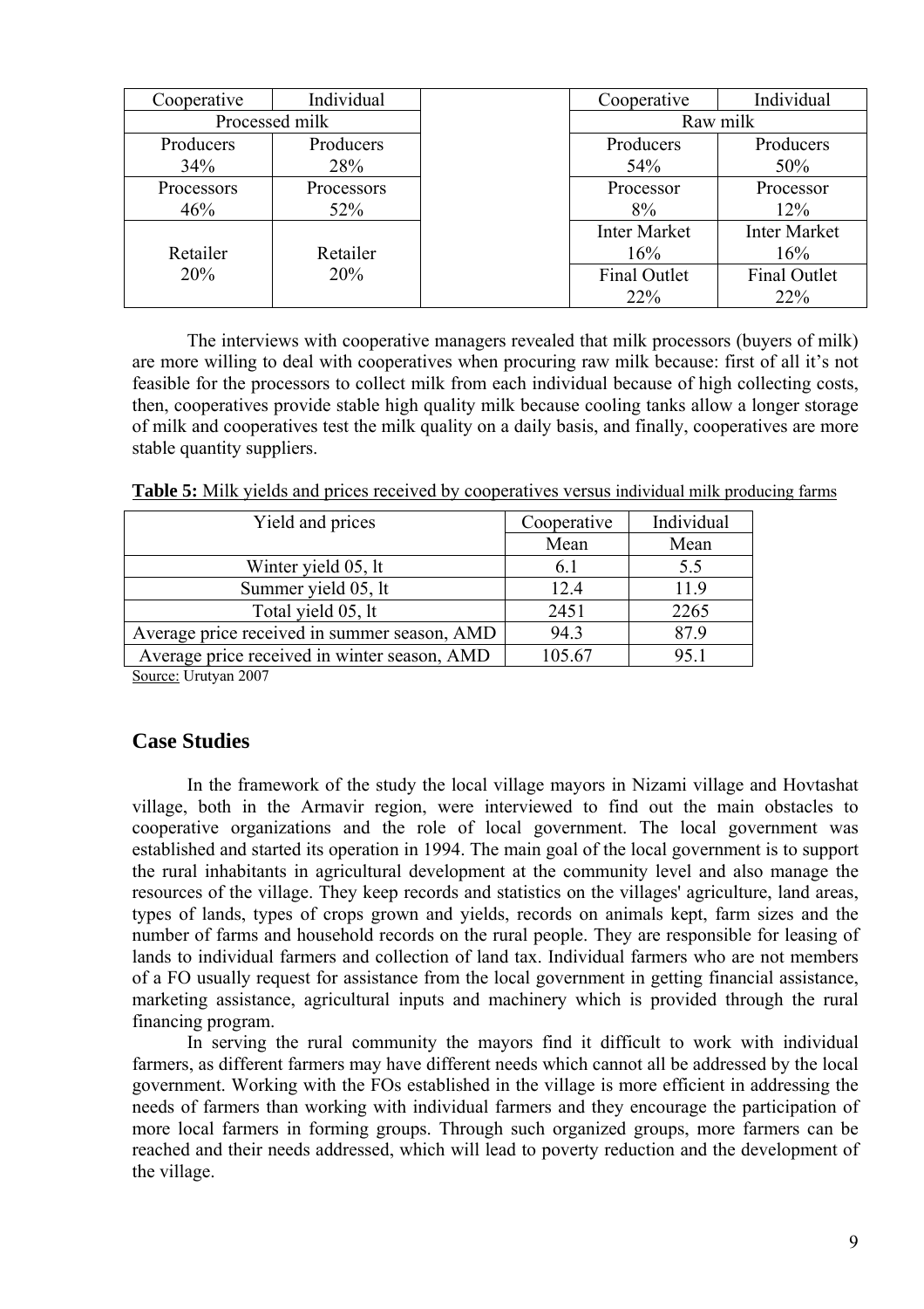| Cooperative | Individual |
|---|---|
| Processed milk | |
| Producers 34% | Producers 28% |
| Processors 46% | Processors 52% |
| Retailer 20% | Retailer 20% |

| Cooperative | Individual |
|---|---|
| Raw milk | |
| Producers 54% | Producers 50% |
| Processor 8% | Processor 12% |
| Inter Market 16% | Inter Market 16% |
| Final Outlet 22% | Final Outlet 22% |

The interviews with cooperative managers revealed that milk processors (buyers of milk) are more willing to deal with cooperatives when procuring raw milk because: first of all it's not feasible for the processors to collect milk from each individual because of high collecting costs, then, cooperatives provide stable high quality milk because cooling tanks allow a longer storage of milk and cooperatives test the milk quality on a daily basis, and finally, cooperatives are more stable quantity suppliers.

**Table 5:** Milk yields and prices received by cooperatives versus individual milk producing farms

| Yield and prices | Cooperative | Individual |
|---|---|---|
| | Mean | Mean |
| Winter yield 05, lt | 6.1 | 5.5 |
| Summer yield 05, lt | 12.4 | 11.9 |
| Total yield 05, lt | 2451 | 2265 |
| Average price received in summer season, AMD | 94.3 | 87.9 |
| Average price received in winter season, AMD | 105.67 | 95.1 |

Source: Urutyan 2007

## Case Studies

In the framework of the study the local village mayors in Nizami village and Hovtashat village, both in the Armavir region, were interviewed to find out the main obstacles to cooperative organizations and the role of local government. The local government was established and started its operation in 1994. The main goal of the local government is to support the rural inhabitants in agricultural development at the community level and also manage the resources of the village. They keep records and statistics on the villages' agriculture, land areas, types of lands, types of crops grown and yields, records on animals kept, farm sizes and the number of farms and household records on the rural people. They are responsible for leasing of lands to individual farmers and collection of land tax. Individual farmers who are not members of a FO usually request for assistance from the local government in getting financial assistance, marketing assistance, agricultural inputs and machinery which is provided through the rural financing program.

In serving the rural community the mayors find it difficult to work with individual farmers, as different farmers may have different needs which cannot all be addressed by the local government. Working with the FOs established in the village is more efficient in addressing the needs of farmers than working with individual farmers and they encourage the participation of more local farmers in forming groups. Through such organized groups, more farmers can be reached and their needs addressed, which will lead to poverty reduction and the development of the village.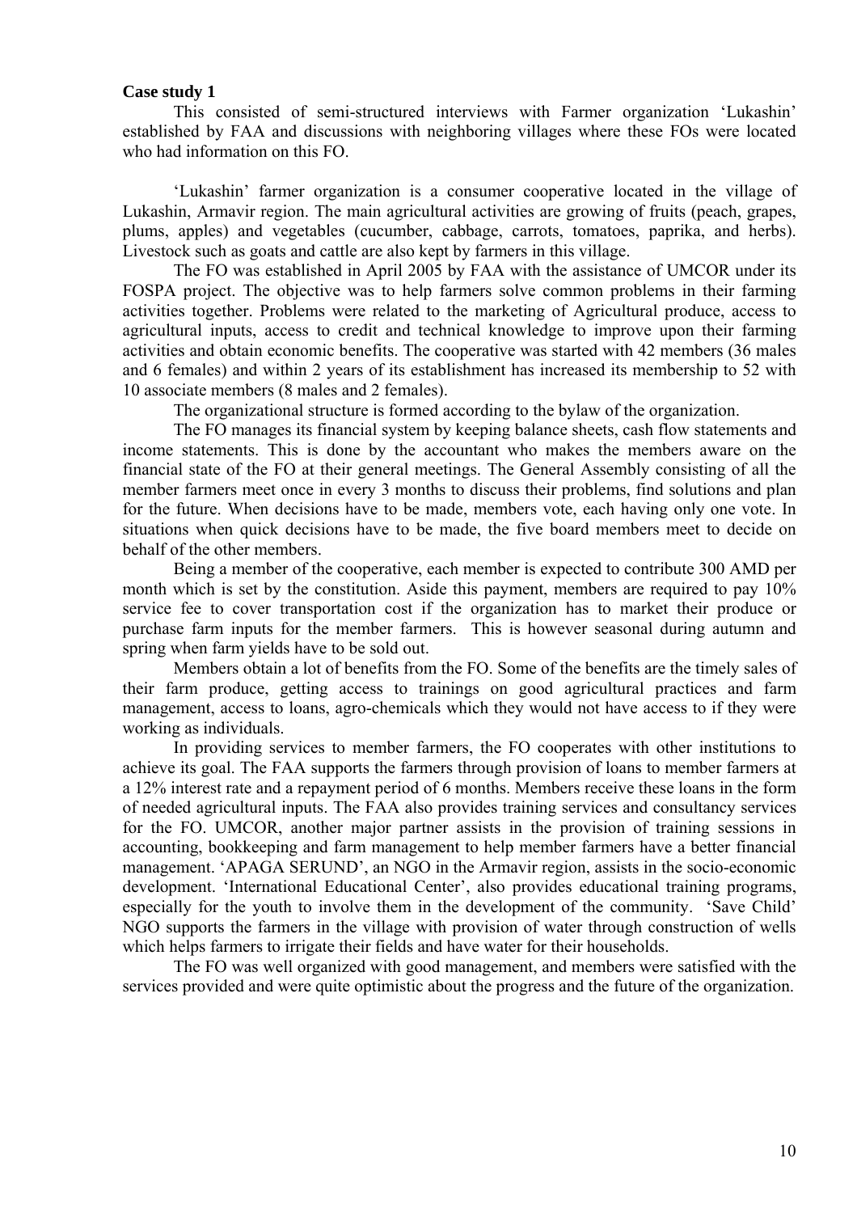**Case study 1**

This consisted of semi-structured interviews with Farmer organization 'Lukashin' established by FAA and discussions with neighboring villages where these FOs were located who had information on this FO.

'Lukashin' farmer organization is a consumer cooperative located in the village of Lukashin, Armavir region. The main agricultural activities are growing of fruits (peach, grapes, plums, apples) and vegetables (cucumber, cabbage, carrots, tomatoes, paprika, and herbs). Livestock such as goats and cattle are also kept by farmers in this village.

The FO was established in April 2005 by FAA with the assistance of UMCOR under its FOSPA project. The objective was to help farmers solve common problems in their farming activities together. Problems were related to the marketing of Agricultural produce, access to agricultural inputs, access to credit and technical knowledge to improve upon their farming activities and obtain economic benefits. The cooperative was started with 42 members (36 males and 6 females) and within 2 years of its establishment has increased its membership to 52 with 10 associate members (8 males and 2 females).

The organizational structure is formed according to the bylaw of the organization.

The FO manages its financial system by keeping balance sheets, cash flow statements and income statements. This is done by the accountant who makes the members aware on the financial state of the FO at their general meetings. The General Assembly consisting of all the member farmers meet once in every 3 months to discuss their problems, find solutions and plan for the future. When decisions have to be made, members vote, each having only one vote. In situations when quick decisions have to be made, the five board members meet to decide on behalf of the other members.

Being a member of the cooperative, each member is expected to contribute 300 AMD per month which is set by the constitution. Aside this payment, members are required to pay 10% service fee to cover transportation cost if the organization has to market their produce or purchase farm inputs for the member farmers. This is however seasonal during autumn and spring when farm yields have to be sold out.

Members obtain a lot of benefits from the FO. Some of the benefits are the timely sales of their farm produce, getting access to trainings on good agricultural practices and farm management, access to loans, agro-chemicals which they would not have access to if they were working as individuals.

In providing services to member farmers, the FO cooperates with other institutions to achieve its goal. The FAA supports the farmers through provision of loans to member farmers at a 12% interest rate and a repayment period of 6 months. Members receive these loans in the form of needed agricultural inputs. The FAA also provides training services and consultancy services for the FO. UMCOR, another major partner assists in the provision of training sessions in accounting, bookkeeping and farm management to help member farmers have a better financial management. 'APAGA SERUND', an NGO in the Armavir region, assists in the socio-economic development. 'International Educational Center', also provides educational training programs, especially for the youth to involve them in the development of the community. 'Save Child' NGO supports the farmers in the village with provision of water through construction of wells which helps farmers to irrigate their fields and have water for their households.

The FO was well organized with good management, and members were satisfied with the services provided and were quite optimistic about the progress and the future of the organization.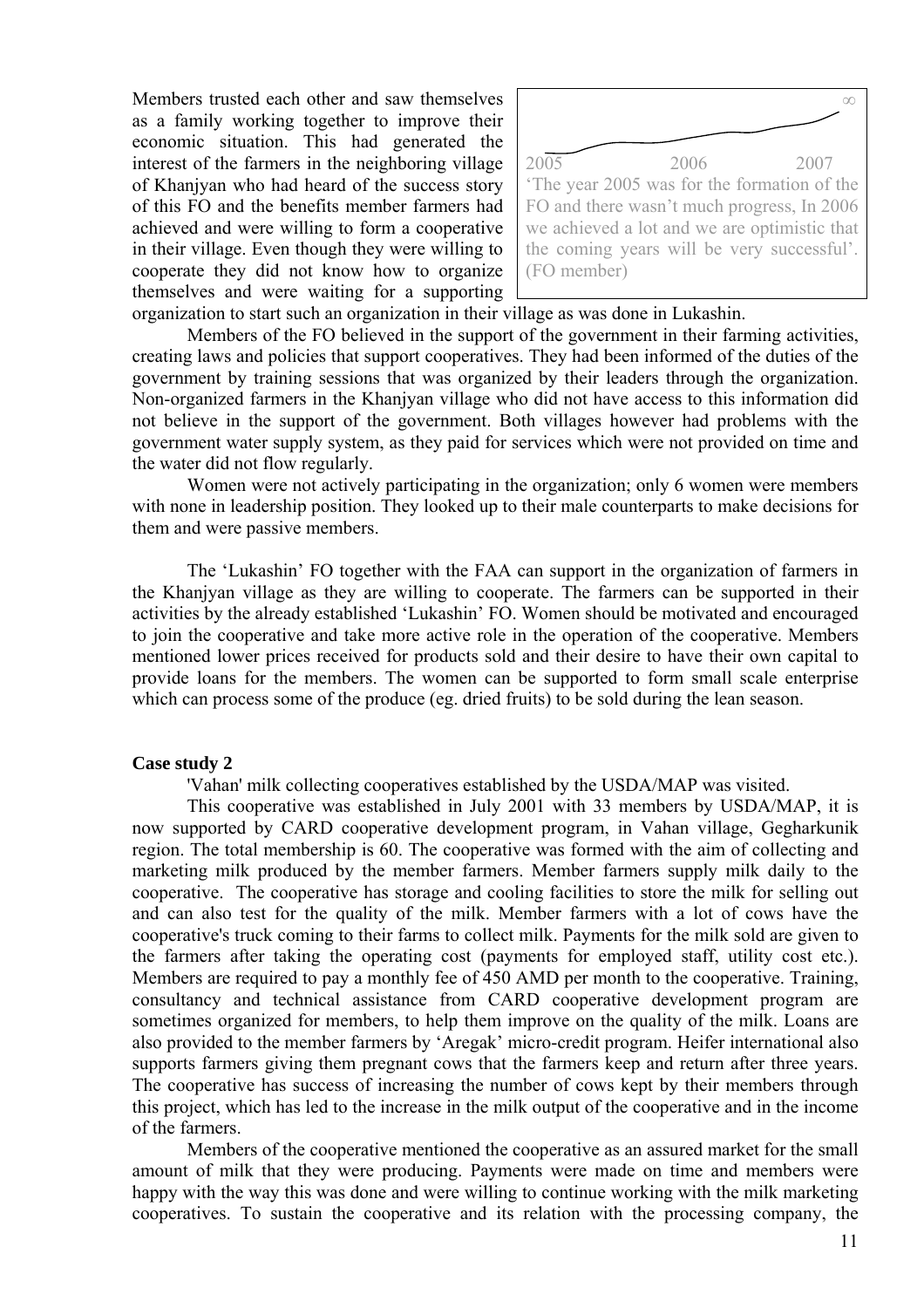Members trusted each other and saw themselves as a family working together to improve their economic situation. This had generated the interest of the farmers in the neighboring village of Khanjyan who had heard of the success story of this FO and the benefits member farmers had achieved and were willing to form a cooperative in their village. Even though they were willing to cooperate they did not know how to organize themselves and were waiting for a supporting organization to start such an organization in their village as was done in Lukashin.

2005 2006 2007 ∞

'The year 2005 was for the formation of the FO and there wasn't much progress, In 2006 we achieved a lot and we are optimistic that the coming years will be very successful'. (FO member)

Members of the FO believed in the support of the government in their farming activities, creating laws and policies that support cooperatives. They had been informed of the duties of the government by training sessions that was organized by their leaders through the organization. Non-organized farmers in the Khanjyan village who did not have access to this information did not believe in the support of the government. Both villages however had problems with the government water supply system, as they paid for services which were not provided on time and the water did not flow regularly.

Women were not actively participating in the organization; only 6 women were members with none in leadership position. They looked up to their male counterparts to make decisions for them and were passive members.

The 'Lukashin' FO together with the FAA can support in the organization of farmers in the Khanjyan village as they are willing to cooperate. The farmers can be supported in their activities by the already established 'Lukashin' FO. Women should be motivated and encouraged to join the cooperative and take more active role in the operation of the cooperative. Members mentioned lower prices received for products sold and their desire to have their own capital to provide loans for the members. The women can be supported to form small scale enterprise which can process some of the produce (eg. dried fruits) to be sold during the lean season.

**Case study 2**

'Vahan' milk collecting cooperatives established by the USDA/MAP was visited.

This cooperative was established in July 2001 with 33 members by USDA/MAP, it is now supported by CARD cooperative development program, in Vahan village, Gegharkunik region. The total membership is 60. The cooperative was formed with the aim of collecting and marketing milk produced by the member farmers. Member farmers supply milk daily to the cooperative. The cooperative has storage and cooling facilities to store the milk for selling out and can also test for the quality of the milk. Member farmers with a lot of cows have the cooperative's truck coming to their farms to collect milk. Payments for the milk sold are given to the farmers after taking the operating cost (payments for employed staff, utility cost etc.). Members are required to pay a monthly fee of 450 AMD per month to the cooperative. Training, consultancy and technical assistance from CARD cooperative development program are sometimes organized for members, to help them improve on the quality of the milk. Loans are also provided to the member farmers by 'Aregak' micro-credit program. Heifer international also supports farmers giving them pregnant cows that the farmers keep and return after three years. The cooperative has success of increasing the number of cows kept by their members through this project, which has led to the increase in the milk output of the cooperative and in the income of the farmers.

Members of the cooperative mentioned the cooperative as an assured market for the small amount of milk that they were producing. Payments were made on time and members were happy with the way this was done and were willing to continue working with the milk marketing cooperatives. To sustain the cooperative and its relation with the processing company, the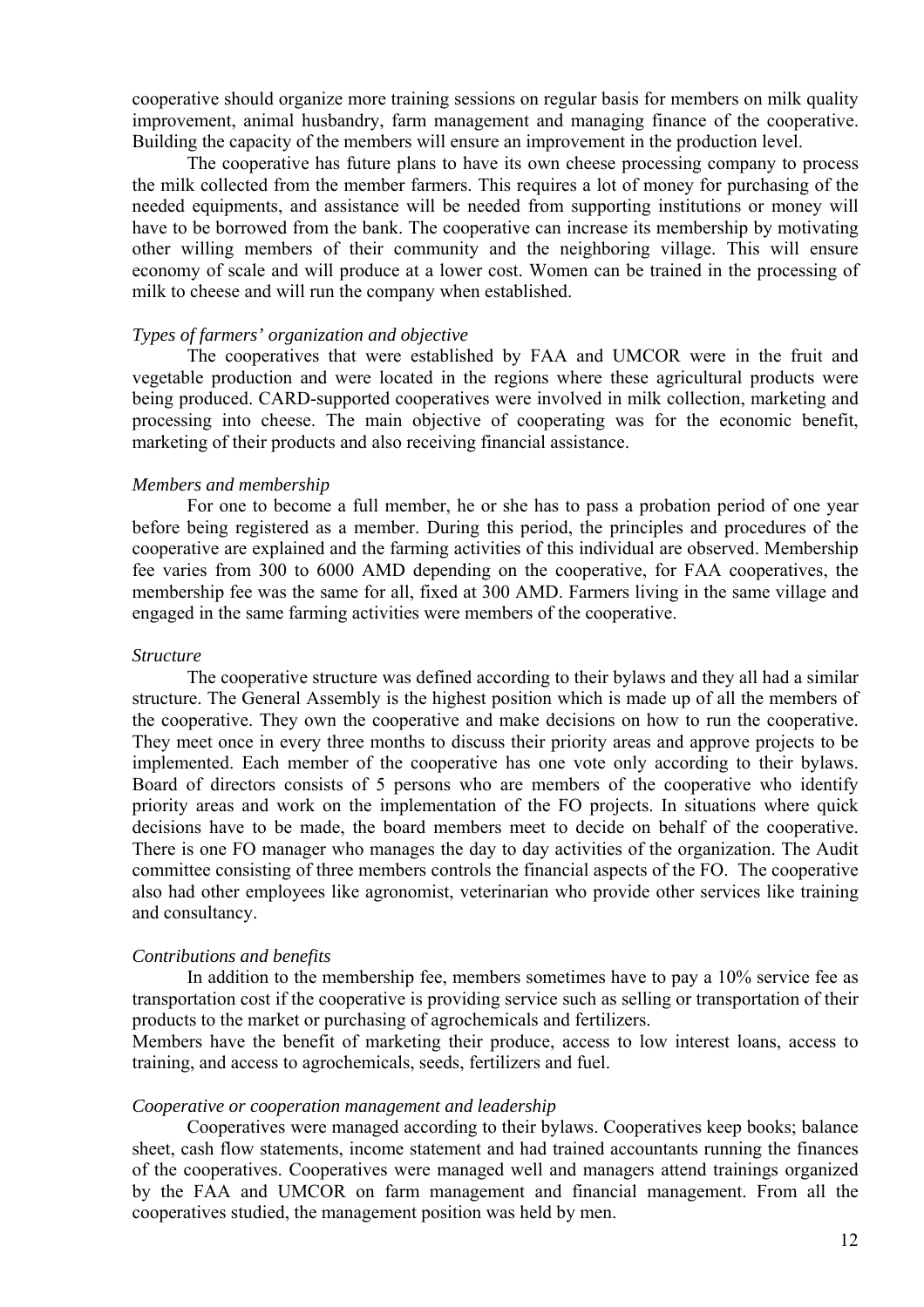cooperative should organize more training sessions on regular basis for members on milk quality improvement, animal husbandry, farm management and managing finance of the cooperative. Building the capacity of the members will ensure an improvement in the production level.

The cooperative has future plans to have its own cheese processing company to process the milk collected from the member farmers. This requires a lot of money for purchasing of the needed equipments, and assistance will be needed from supporting institutions or money will have to be borrowed from the bank. The cooperative can increase its membership by motivating other willing members of their community and the neighboring village. This will ensure economy of scale and will produce at a lower cost. Women can be trained in the processing of milk to cheese and will run the company when established.

*Types of farmers' organization and objective*

The cooperatives that were established by FAA and UMCOR were in the fruit and vegetable production and were located in the regions where these agricultural products were being produced. CARD-supported cooperatives were involved in milk collection, marketing and processing into cheese. The main objective of cooperating was for the economic benefit, marketing of their products and also receiving financial assistance.

*Members and membership*

For one to become a full member, he or she has to pass a probation period of one year before being registered as a member. During this period, the principles and procedures of the cooperative are explained and the farming activities of this individual are observed. Membership fee varies from 300 to 6000 AMD depending on the cooperative, for FAA cooperatives, the membership fee was the same for all, fixed at 300 AMD. Farmers living in the same village and engaged in the same farming activities were members of the cooperative.

*Structure*

The cooperative structure was defined according to their bylaws and they all had a similar structure. The General Assembly is the highest position which is made up of all the members of the cooperative. They own the cooperative and make decisions on how to run the cooperative. They meet once in every three months to discuss their priority areas and approve projects to be implemented. Each member of the cooperative has one vote only according to their bylaws. Board of directors consists of 5 persons who are members of the cooperative who identify priority areas and work on the implementation of the FO projects. In situations where quick decisions have to be made, the board members meet to decide on behalf of the cooperative. There is one FO manager who manages the day to day activities of the organization. The Audit committee consisting of three members controls the financial aspects of the FO. The cooperative also had other employees like agronomist, veterinarian who provide other services like training and consultancy.

*Contributions and benefits*

In addition to the membership fee, members sometimes have to pay a 10% service fee as transportation cost if the cooperative is providing service such as selling or transportation of their products to the market or purchasing of agrochemicals and fertilizers.

Members have the benefit of marketing their produce, access to low interest loans, access to training, and access to agrochemicals, seeds, fertilizers and fuel.

*Cooperative or cooperation management and leadership*

Cooperatives were managed according to their bylaws. Cooperatives keep books; balance sheet, cash flow statements, income statement and had trained accountants running the finances of the cooperatives. Cooperatives were managed well and managers attend trainings organized by the FAA and UMCOR on farm management and financial management. From all the cooperatives studied, the management position was held by men.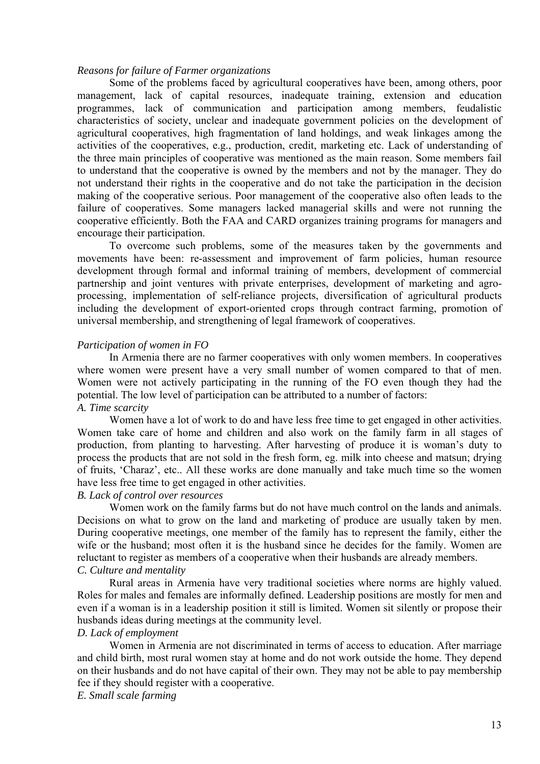*Reasons for failure of Farmer organizations*

Some of the problems faced by agricultural cooperatives have been, among others, poor management, lack of capital resources, inadequate training, extension and education programmes, lack of communication and participation among members, feudalistic characteristics of society, unclear and inadequate government policies on the development of agricultural cooperatives, high fragmentation of land holdings, and weak linkages among the activities of the cooperatives, e.g., production, credit, marketing etc. Lack of understanding of the three main principles of cooperative was mentioned as the main reason. Some members fail to understand that the cooperative is owned by the members and not by the manager. They do not understand their rights in the cooperative and do not take the participation in the decision making of the cooperative serious. Poor management of the cooperative also often leads to the failure of cooperatives. Some managers lacked managerial skills and were not running the cooperative efficiently. Both the FAA and CARD organizes training programs for managers and encourage their participation.

To overcome such problems, some of the measures taken by the governments and movements have been: re-assessment and improvement of farm policies, human resource development through formal and informal training of members, development of commercial partnership and joint ventures with private enterprises, development of marketing and agro-processing, implementation of self-reliance projects, diversification of agricultural products including the development of export-oriented crops through contract farming, promotion of universal membership, and strengthening of legal framework of cooperatives.

*Participation of women in FO*

In Armenia there are no farmer cooperatives with only women members. In cooperatives where women were present have a very small number of women compared to that of men. Women were not actively participating in the running of the FO even though they had the potential. The low level of participation can be attributed to a number of factors:

*A. Time scarcity*

Women have a lot of work to do and have less free time to get engaged in other activities. Women take care of home and children and also work on the family farm in all stages of production, from planting to harvesting. After harvesting of produce it is woman's duty to process the products that are not sold in the fresh form, eg. milk into cheese and matsun; drying of fruits, 'Charaz', etc.. All these works are done manually and take much time so the women have less free time to get engaged in other activities.

*B. Lack of control over resources*

Women work on the family farms but do not have much control on the lands and animals. Decisions on what to grow on the land and marketing of produce are usually taken by men. During cooperative meetings, one member of the family has to represent the family, either the wife or the husband; most often it is the husband since he decides for the family. Women are reluctant to register as members of a cooperative when their husbands are already members.

*C. Culture and mentality*

Rural areas in Armenia have very traditional societies where norms are highly valued. Roles for males and females are informally defined. Leadership positions are mostly for men and even if a woman is in a leadership position it still is limited. Women sit silently or propose their husbands ideas during meetings at the community level.

*D. Lack of employment*

Women in Armenia are not discriminated in terms of access to education. After marriage and child birth, most rural women stay at home and do not work outside the home. They depend on their husbands and do not have capital of their own. They may not be able to pay membership fee if they should register with a cooperative.

*E. Small scale farming*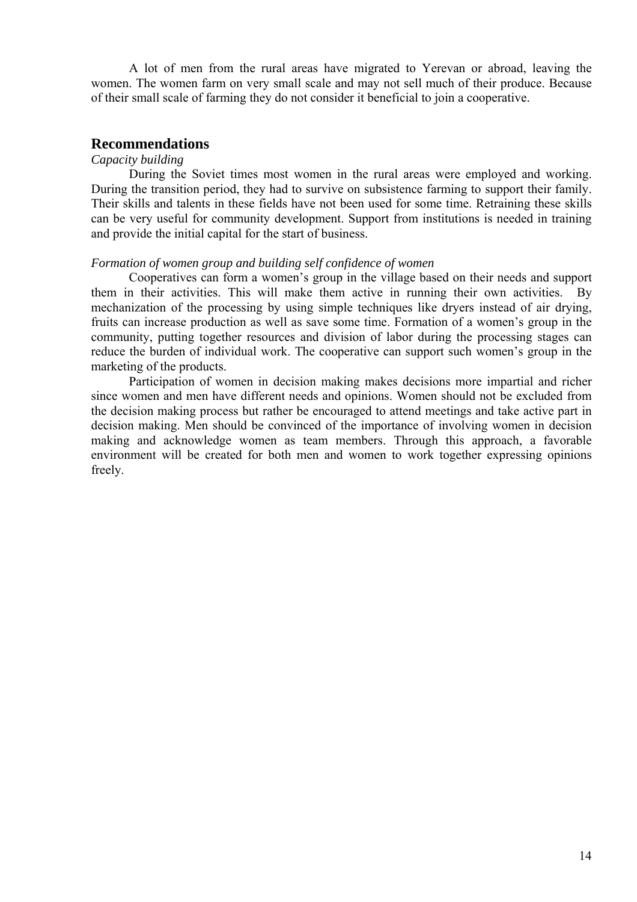A lot of men from the rural areas have migrated to Yerevan or abroad, leaving the women. The women farm on very small scale and may not sell much of their produce. Because of their small scale of farming they do not consider it beneficial to join a cooperative.

## Recommendations

*Capacity building*

During the Soviet times most women in the rural areas were employed and working. During the transition period, they had to survive on subsistence farming to support their family. Their skills and talents in these fields have not been used for some time. Retraining these skills can be very useful for community development. Support from institutions is needed in training and provide the initial capital for the start of business.

*Formation of women group and building self confidence of women*

Cooperatives can form a women's group in the village based on their needs and support them in their activities. This will make them active in running their own activities. By mechanization of the processing by using simple techniques like dryers instead of air drying, fruits can increase production as well as save some time. Formation of a women's group in the community, putting together resources and division of labor during the processing stages can reduce the burden of individual work. The cooperative can support such women's group in the marketing of the products.

Participation of women in decision making makes decisions more impartial and richer since women and men have different needs and opinions. Women should not be excluded from the decision making process but rather be encouraged to attend meetings and take active part in decision making. Men should be convinced of the importance of involving women in decision making and acknowledge women as team members. Through this approach, a favorable environment will be created for both men and women to work together expressing opinions freely.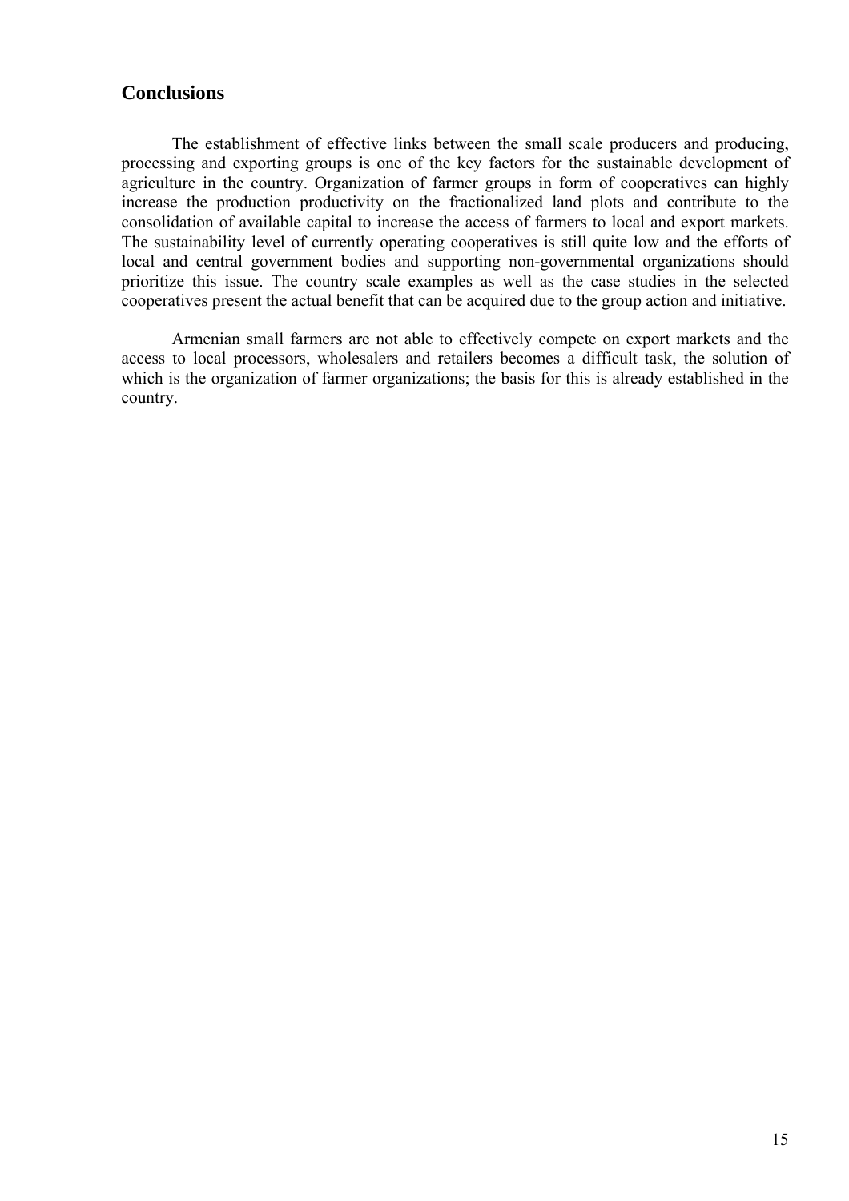## Conclusions

The establishment of effective links between the small scale producers and producing, processing and exporting groups is one of the key factors for the sustainable development of agriculture in the country. Organization of farmer groups in form of cooperatives can highly increase the production productivity on the fractionalized land plots and contribute to the consolidation of available capital to increase the access of farmers to local and export markets. The sustainability level of currently operating cooperatives is still quite low and the efforts of local and central government bodies and supporting non-governmental organizations should prioritize this issue. The country scale examples as well as the case studies in the selected cooperatives present the actual benefit that can be acquired due to the group action and initiative.

Armenian small farmers are not able to effectively compete on export markets and the access to local processors, wholesalers and retailers becomes a difficult task, the solution of which is the organization of farmer organizations; the basis for this is already established in the country.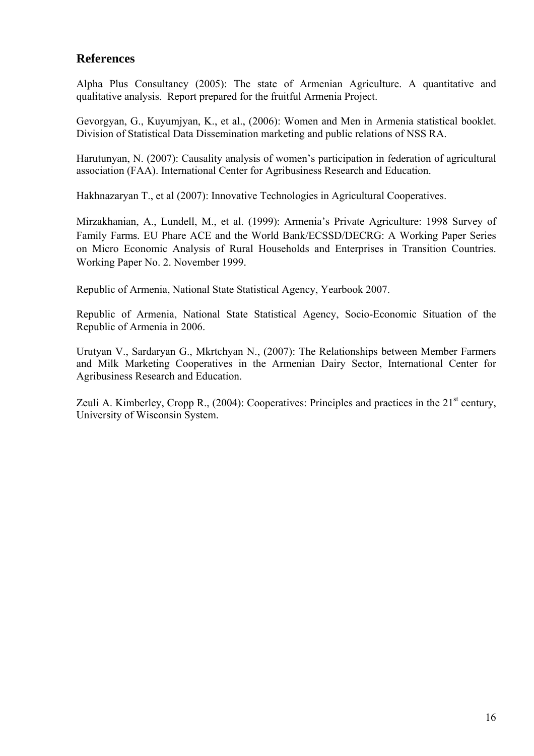## References

Alpha Plus Consultancy (2005): The state of Armenian Agriculture. A quantitative and qualitative analysis. Report prepared for the fruitful Armenia Project.

Gevorgyan, G., Kuyumjyan, K., et al., (2006): Women and Men in Armenia statistical booklet. Division of Statistical Data Dissemination marketing and public relations of NSS RA.

Harutunyan, N. (2007): Causality analysis of women's participation in federation of agricultural association (FAA). International Center for Agribusiness Research and Education.

Hakhnazaryan T., et al (2007): Innovative Technologies in Agricultural Cooperatives.

Mirzakhanian, A., Lundell, M., et al. (1999): Armenia's Private Agriculture: 1998 Survey of Family Farms. EU Phare ACE and the World Bank/ECSSD/DECRG: A Working Paper Series on Micro Economic Analysis of Rural Households and Enterprises in Transition Countries. Working Paper No. 2. November 1999.

Republic of Armenia, National State Statistical Agency, Yearbook 2007.

Republic of Armenia, National State Statistical Agency, Socio-Economic Situation of the Republic of Armenia in 2006.

Urutyan V., Sardaryan G., Mkrtchyan N., (2007): The Relationships between Member Farmers and Milk Marketing Cooperatives in the Armenian Dairy Sector, International Center for Agribusiness Research and Education.

Zeuli A. Kimberley, Cropp R., (2004): Cooperatives: Principles and practices in the 21st century, University of Wisconsin System.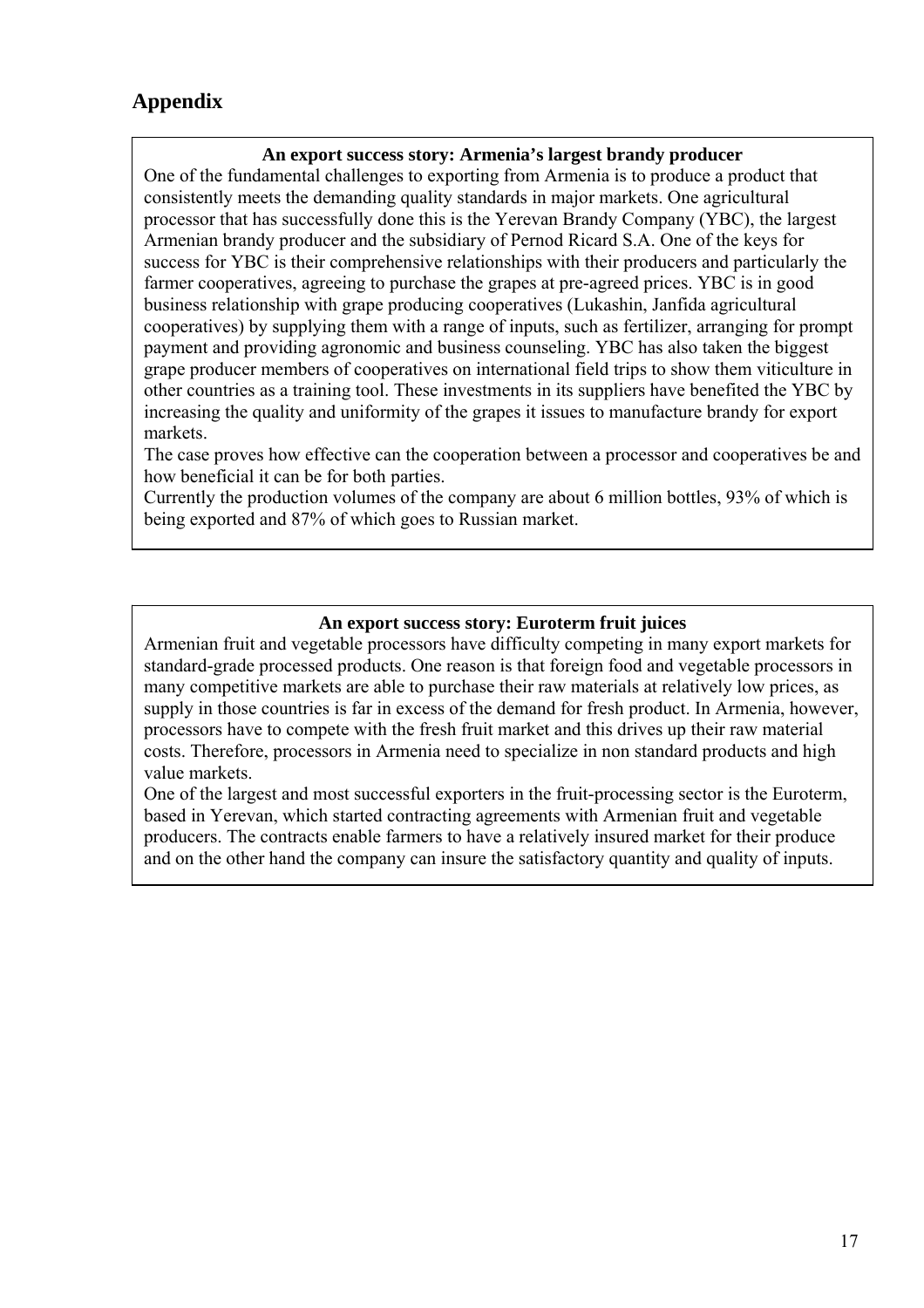## Appendix

**An export success story: Armenia's largest brandy producer**

One of the fundamental challenges to exporting from Armenia is to produce a product that consistently meets the demanding quality standards in major markets. One agricultural processor that has successfully done this is the Yerevan Brandy Company (YBC), the largest Armenian brandy producer and the subsidiary of Pernod Ricard S.A. One of the keys for success for YBC is their comprehensive relationships with their producers and particularly the farmer cooperatives, agreeing to purchase the grapes at pre-agreed prices. YBC is in good business relationship with grape producing cooperatives (Lukashin, Janfida agricultural cooperatives) by supplying them with a range of inputs, such as fertilizer, arranging for prompt payment and providing agronomic and business counseling. YBC has also taken the biggest grape producer members of cooperatives on international field trips to show them viticulture in other countries as a training tool. These investments in its suppliers have benefited the YBC by increasing the quality and uniformity of the grapes it issues to manufacture brandy for export markets.

The case proves how effective can the cooperation between a processor and cooperatives be and how beneficial it can be for both parties.

Currently the production volumes of the company are about 6 million bottles, 93% of which is being exported and 87% of which goes to Russian market.

**An export success story: Euroterm fruit juices**

Armenian fruit and vegetable processors have difficulty competing in many export markets for standard-grade processed products. One reason is that foreign food and vegetable processors in many competitive markets are able to purchase their raw materials at relatively low prices, as supply in those countries is far in excess of the demand for fresh product. In Armenia, however, processors have to compete with the fresh fruit market and this drives up their raw material costs. Therefore, processors in Armenia need to specialize in non standard products and high value markets.

One of the largest and most successful exporters in the fruit-processing sector is the Euroterm, based in Yerevan, which started contracting agreements with Armenian fruit and vegetable producers. The contracts enable farmers to have a relatively insured market for their produce and on the other hand the company can insure the satisfactory quantity and quality of inputs.